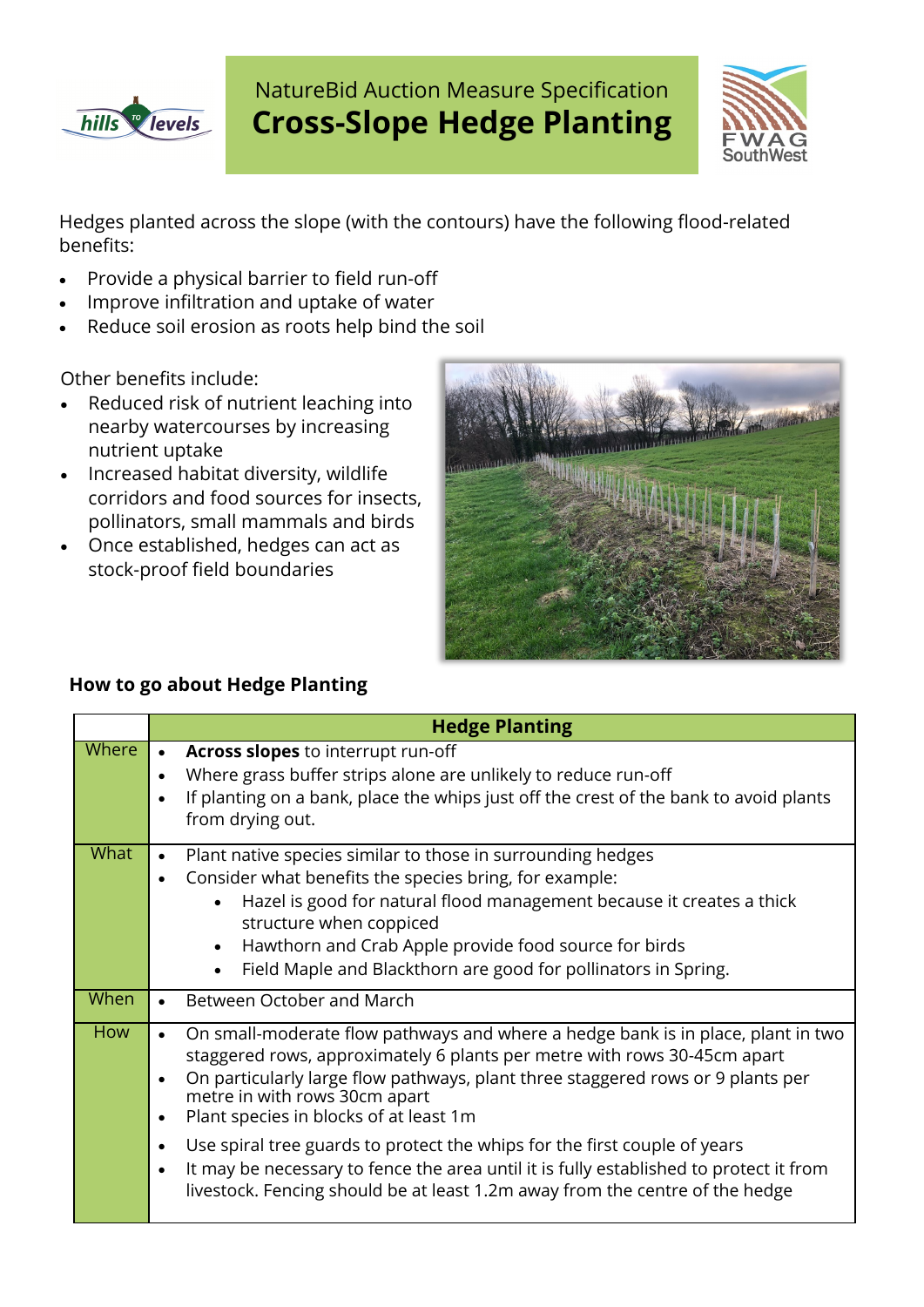NatureBid Auction Measure Specification

# Cross-Slope Hedge Planting

Hedges planted across the slope (with the contours) have the following flood-related benefits:

- Provide a physical barrier to field run-off
- Improve infiltration and uptake of water
- Reduce soil erosion as roots help bind the soil

Other benefits include:

- Reduced risk of nutrient leaching into nearby watercourses by increasing nutrient uptake
- Increased habitat diversity, wildlife corridors and food sources for insects, pollinators, small mammals and birds
- Once established, hedges can act as stock-proof field boundaries

## How to go about Hedge Planting

| | Hedge Planting |
|---|---|
| Where | • **Across slopes** to interrupt run-off<br>• Where grass buffer strips alone are unlikely to reduce run-off<br>• If planting on a bank, place the whips just off the crest of the bank to avoid plants from drying out. |
| What | • Plant native species similar to those in surrounding hedges<br>• Consider what benefits the species bring, for example:<br>  ◦ Hazel is good for natural flood management because it creates a thick structure when coppiced<br>  ◦ Hawthorn and Crab Apple provide food source for birds<br>  ◦ Field Maple and Blackthorn are good for pollinators in Spring. |
| When | • Between October and March |
| How | • On small-moderate flow pathways and where a hedge bank is in place, plant in two staggered rows, approximately 6 plants per metre with rows 30-45cm apart<br>• On particularly large flow pathways, plant three staggered rows or 9 plants per metre in with rows 30cm apart<br>• Plant species in blocks of at least 1m<br>• Use spiral tree guards to protect the whips for the first couple of years<br>• It may be necessary to fence the area until it is fully established to protect it from livestock. Fencing should be at least 1.2m away from the centre of the hedge |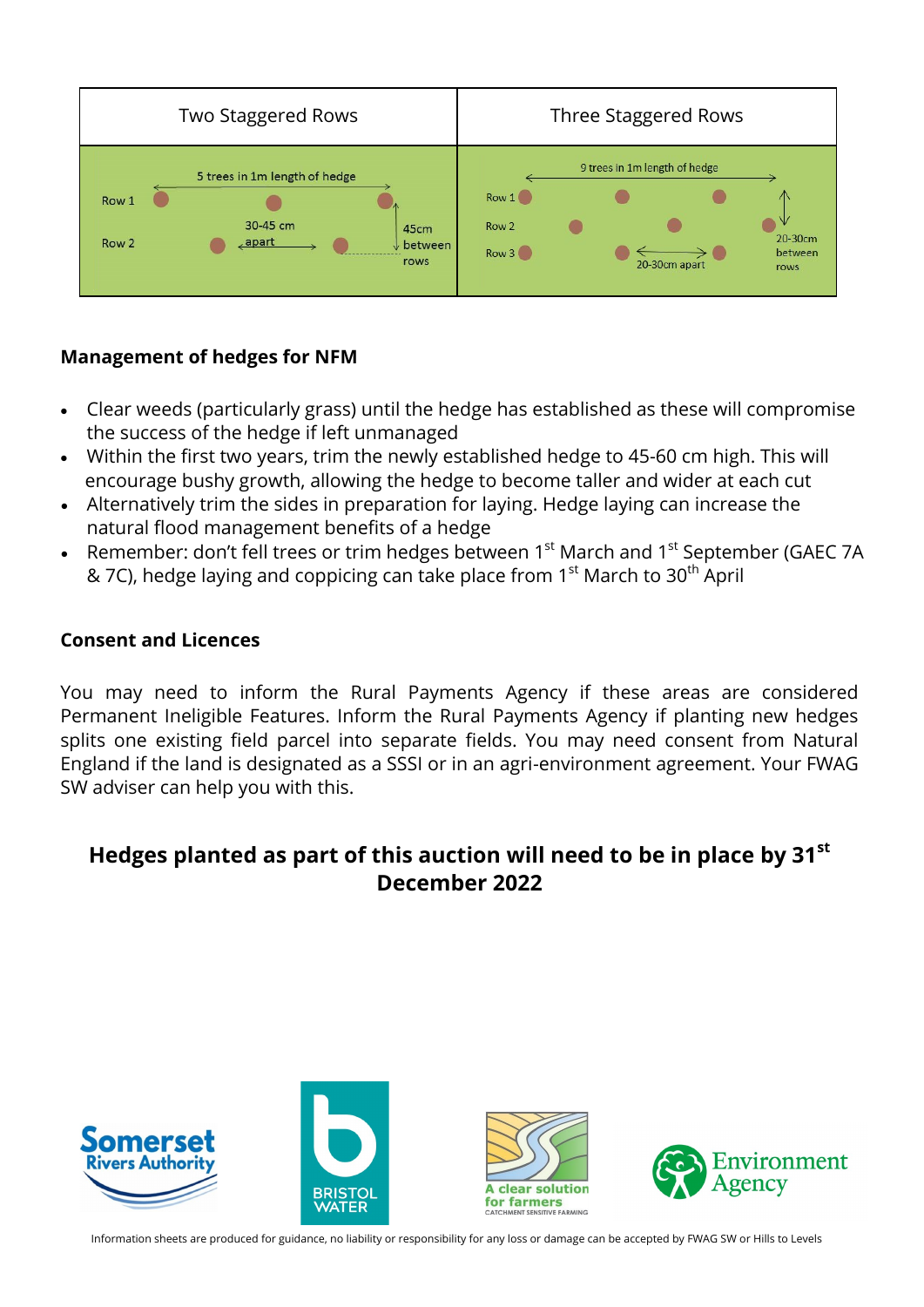| Two Staggered Rows | Three Staggered Rows |
| --- | --- |
| 5 trees in 1m length of hedge<br>Row 1<br>Row 2<br>30-45 cm apart<br>45cm between rows | 9 trees in 1m length of hedge<br>Row 1<br>Row 2<br>Row 3<br>20-30cm apart<br>20-30cm between rows |

### Management of hedges for NFM

- Clear weeds (particularly grass) until the hedge has established as these will compromise the success of the hedge if left unmanaged
- Within the first two years, trim the newly established hedge to 45-60 cm high. This will encourage bushy growth, allowing the hedge to become taller and wider at each cut
- Alternatively trim the sides in preparation for laying. Hedge laying can increase the natural flood management benefits of a hedge
- Remember: don't fell trees or trim hedges between 1st March and 1st September (GAEC 7A & 7C), hedge laying and coppicing can take place from 1st March to 30th April

### Consent and Licences

You may need to inform the Rural Payments Agency if these areas are considered Permanent Ineligible Features. Inform the Rural Payments Agency if planting new hedges splits one existing field parcel into separate fields. You may need consent from Natural England if the land is designated as a SSSI or in an agri-environment agreement. Your FWAG SW adviser can help you with this.

## Hedges planted as part of this auction will need to be in place by 31st December 2022

Somerset Rivers Authority

BRISTOL WATER

A clear solution for farmers
CATCHMENT SENSITIVE FARMING

Environment Agency

Information sheets are produced for guidance, no liability or responsibility for any loss or damage can be accepted by FWAG SW or Hills to Levels